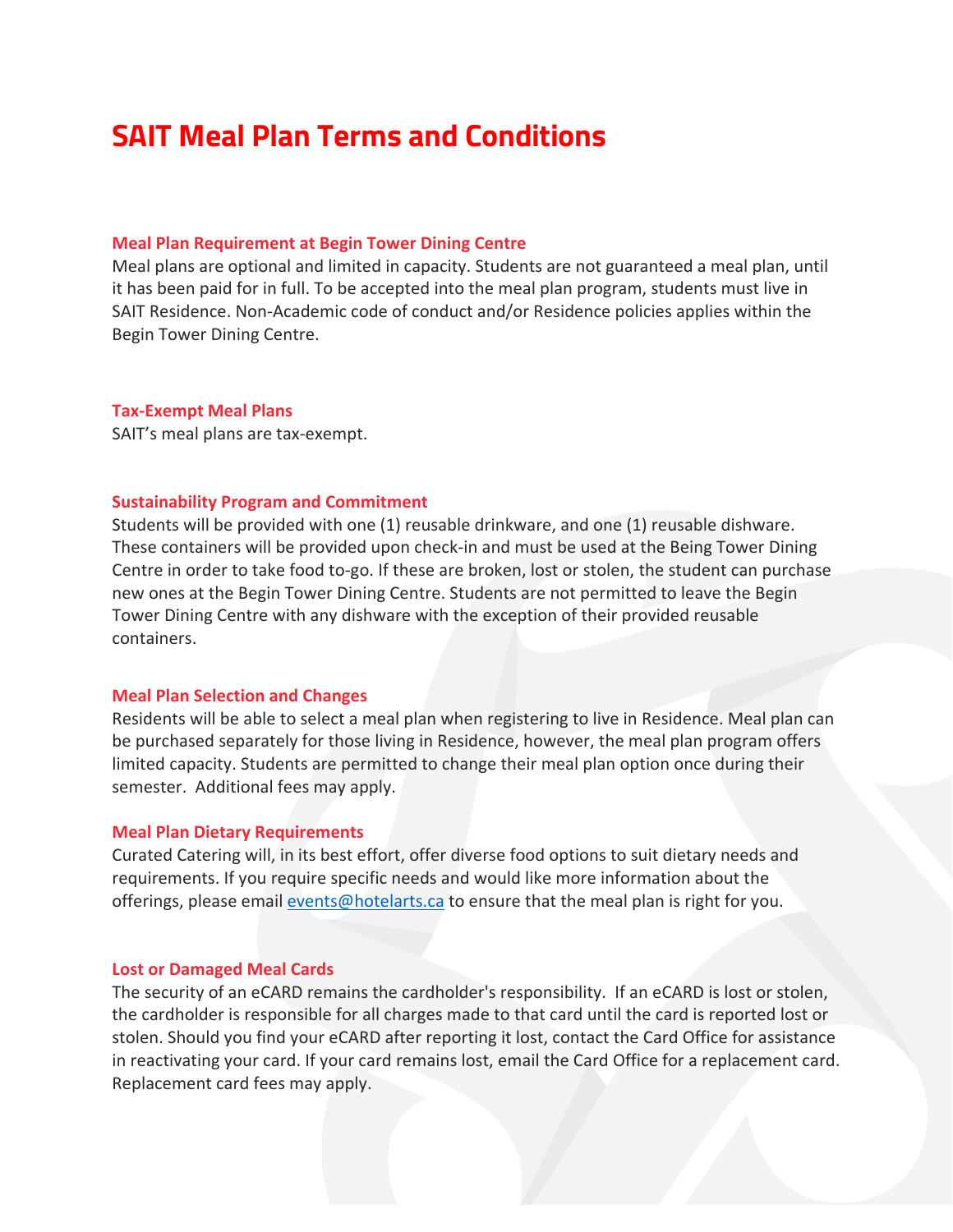# SAIT Meal Plan Terms and Conditions

### Meal Plan Requirement at Begin Tower Dining Centre

Meal plans are optional and limited in capacity. Students are not guaranteed a meal plan, until it has been paid for in full. To be accepted into the meal plan program, students must live in SAIT Residence. Non-Academic code of conduct and/or Residence policies applies within the Begin Tower Dining Centre.

### Tax-Exempt Meal Plans

SAIT's meal plans are tax-exempt.

### Sustainability Program and Commitment

Students will be provided with one (1) reusable drinkware, and one (1) reusable dishware. These containers will be provided upon check-in and must be used at the Being Tower Dining Centre in order to take food to-go. If these are broken, lost or stolen, the student can purchase new ones at the Begin Tower Dining Centre. Students are not permitted to leave the Begin Tower Dining Centre with any dishware with the exception of their provided reusable containers.

### Meal Plan Selection and Changes

Residents will be able to select a meal plan when registering to live in Residence. Meal plan can be purchased separately for those living in Residence, however, the meal plan program offers limited capacity. Students are permitted to change their meal plan option once during their semester. Additional fees may apply.

### Meal Plan Dietary Requirements

Curated Catering will, in its best effort, offer diverse food options to suit dietary needs and requirements. If you require specific needs and would like more information about the offerings, please email [events@hotelarts.ca](mailto:events@hotelarts.ca) to ensure that the meal plan is right for you.

### Lost or Damaged Meal Cards

The security of an eCARD remains the cardholder's responsibility. If an eCARD is lost or stolen, the cardholder is responsible for all charges made to that card until the card is reported lost or stolen. Should you find your eCARD after reporting it lost, contact the Card Office for assistance in reactivating your card. If your card remains lost, email the Card Office for a replacement card. Replacement card fees may apply.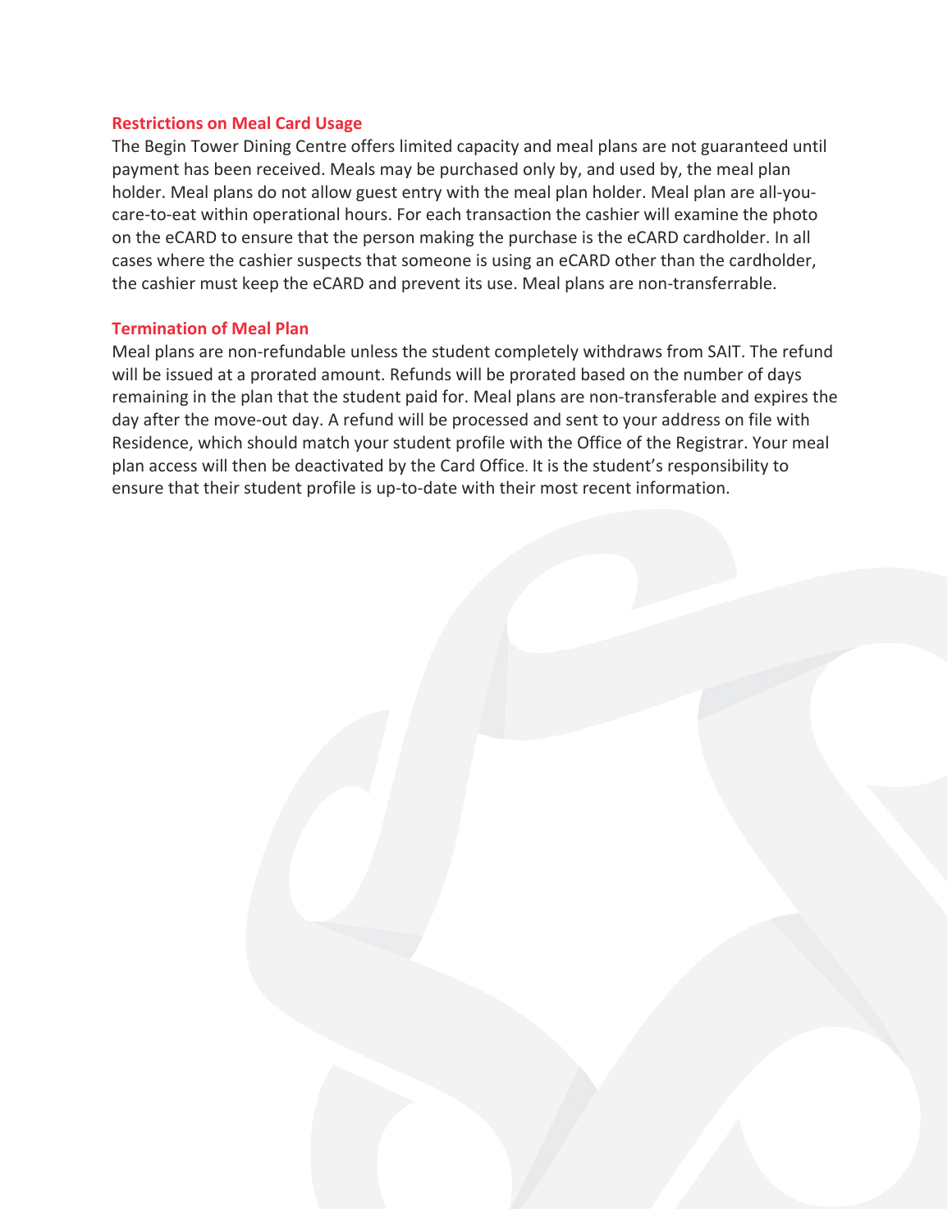### Restrictions on Meal Card Usage

The Begin Tower Dining Centre offers limited capacity and meal plans are not guaranteed until payment has been received. Meals may be purchased only by, and used by, the meal plan holder. Meal plans do not allow guest entry with the meal plan holder. Meal plan are all-you-care-to-eat within operational hours. For each transaction the cashier will examine the photo on the eCARD to ensure that the person making the purchase is the eCARD cardholder. In all cases where the cashier suspects that someone is using an eCARD other than the cardholder, the cashier must keep the eCARD and prevent its use. Meal plans are non-transferrable.

### Termination of Meal Plan

Meal plans are non-refundable unless the student completely withdraws from SAIT. The refund will be issued at a prorated amount. Refunds will be prorated based on the number of days remaining in the plan that the student paid for. Meal plans are non-transferable and expires the day after the move-out day. A refund will be processed and sent to your address on file with Residence, which should match your student profile with the Office of the Registrar. Your meal plan access will then be deactivated by the Card Office. It is the student's responsibility to ensure that their student profile is up-to-date with their most recent information.